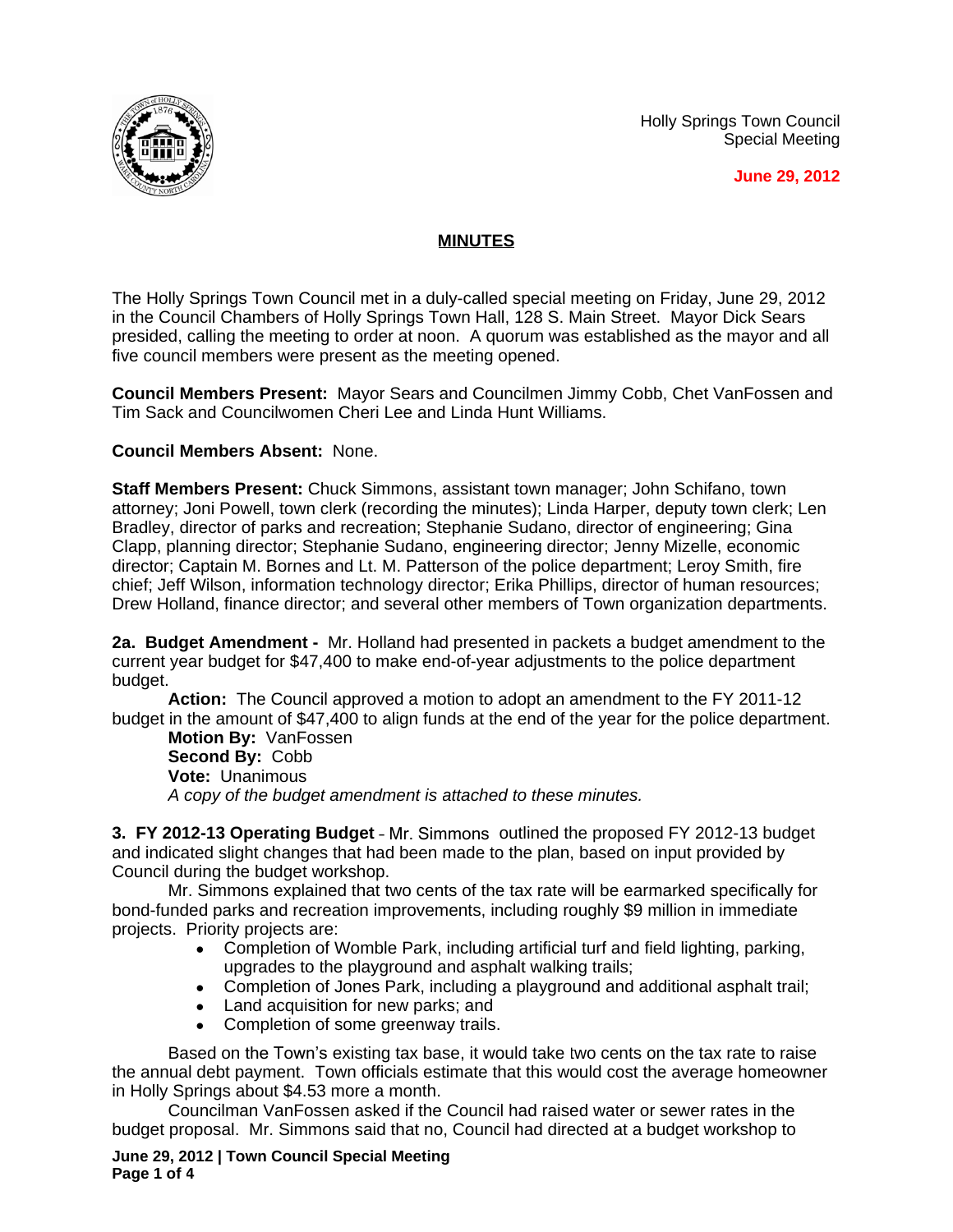Holly Springs Town Council
Special Meeting

**June 29, 2012**

## MINUTES

The Holly Springs Town Council met in a duly-called special meeting on Friday, June 29, 2012 in the Council Chambers of Holly Springs Town Hall, 128 S. Main Street. Mayor Dick Sears presided, calling the meeting to order at noon. A quorum was established as the mayor and all five council members were present as the meeting opened.

**Council Members Present:** Mayor Sears and Councilmen Jimmy Cobb, Chet VanFossen and Tim Sack and Councilwomen Cheri Lee and Linda Hunt Williams.

**Council Members Absent:** None.

**Staff Members Present:** Chuck Simmons, assistant town manager; John Schifano, town attorney; Joni Powell, town clerk (recording the minutes); Linda Harper, deputy town clerk; Len Bradley, director of parks and recreation; Stephanie Sudano, director of engineering; Gina Clapp, planning director; Stephanie Sudano, engineering director; Jenny Mizelle, economic director; Captain M. Bornes and Lt. M. Patterson of the police department; Leroy Smith, fire chief; Jeff Wilson, information technology director; Erika Phillips, director of human resources; Drew Holland, finance director; and several other members of Town organization departments.

**2a. Budget Amendment -** Mr. Holland had presented in packets a budget amendment to the current year budget for $47,400 to make end-of-year adjustments to the police department budget.

**Action:** The Council approved a motion to adopt an amendment to the FY 2011-12 budget in the amount of $47,400 to align funds at the end of the year for the police department.
**Motion By:** VanFossen
**Second By:** Cobb
**Vote:** Unanimous
*A copy of the budget amendment is attached to these minutes.*

**3. FY 2012-13 Operating Budget** - Mr. Simmons outlined the proposed FY 2012-13 budget and indicated slight changes that had been made to the plan, based on input provided by Council during the budget workshop.

Mr. Simmons explained that two cents of the tax rate will be earmarked specifically for bond-funded parks and recreation improvements, including roughly $9 million in immediate projects. Priority projects are:

- Completion of Womble Park, including artificial turf and field lighting, parking, upgrades to the playground and asphalt walking trails;
- Completion of Jones Park, including a playground and additional asphalt trail;
- Land acquisition for new parks; and
- Completion of some greenway trails.

Based on the Town's existing tax base, it would take two cents on the tax rate to raise the annual debt payment. Town officials estimate that this would cost the average homeowner in Holly Springs about $4.53 more a month.

Councilman VanFossen asked if the Council had raised water or sewer rates in the budget proposal. Mr. Simmons said that no, Council had directed at a budget workshop to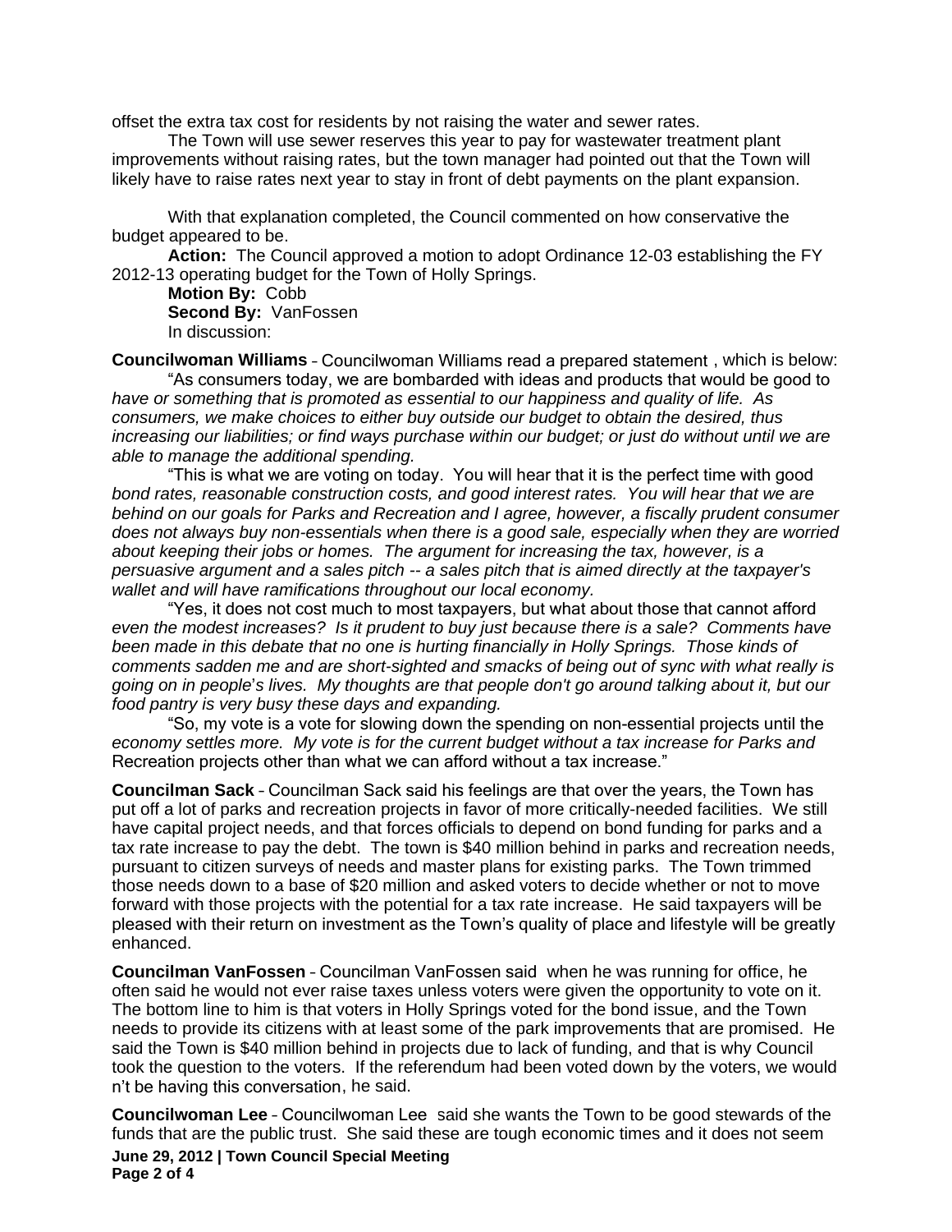offset the extra tax cost for residents by not raising the water and sewer rates.

The Town will use sewer reserves this year to pay for wastewater treatment plant improvements without raising rates, but the town manager had pointed out that the Town will likely have to raise rates next year to stay in front of debt payments on the plant expansion.

With that explanation completed, the Council commented on how conservative the budget appeared to be.

**Action:** The Council approved a motion to adopt Ordinance 12-03 establishing the FY 2012-13 operating budget for the Town of Holly Springs.

**Motion By:** Cobb
**Second By:** VanFossen
In discussion:

**Councilwoman Williams** – Councilwoman Williams read a prepared statement , which is below:

"As consumers today, we are bombarded with ideas and products that would be good to *have or something that is promoted as essential to our happiness and quality of life. As consumers, we make choices to either buy outside our budget to obtain the desired, thus increasing our liabilities; or find ways purchase within our budget; or just do without until we are able to manage the additional spending.*

"This is what we are voting on today. You will hear that it is the perfect time with good *bond rates, reasonable construction costs, and good interest rates. You will hear that we are behind on our goals for Parks and Recreation and I agree, however, a fiscally prudent consumer does not always buy non-essentials when there is a good sale, especially when they are worried about keeping their jobs or homes. The argument for increasing the tax, however, is a persuasive argument and a sales pitch -- a sales pitch that is aimed directly at the taxpayer's wallet and will have ramifications throughout our local economy.*

"Yes, it does not cost much to most taxpayers, but what about those that cannot afford *even the modest increases? Is it prudent to buy just because there is a sale? Comments have been made in this debate that no one is hurting financially in Holly Springs. Those kinds of comments sadden me and are short-sighted and smacks of being out of sync with what really is going on in people's lives. My thoughts are that people don't go around talking about it, but our food pantry is very busy these days and expanding.*

"So, my vote is a vote for slowing down the spending on non-essential projects until the *economy settles more. My vote is for the current budget without a tax increase for Parks and* Recreation projects other than what we can afford without a tax increase."

**Councilman Sack** – Councilman Sack said his feelings are that over the years, the Town has put off a lot of parks and recreation projects in favor of more critically-needed facilities. We still have capital project needs, and that forces officials to depend on bond funding for parks and a tax rate increase to pay the debt. The town is $40 million behind in parks and recreation needs, pursuant to citizen surveys of needs and master plans for existing parks. The Town trimmed those needs down to a base of $20 million and asked voters to decide whether or not to move forward with those projects with the potential for a tax rate increase. He said taxpayers will be pleased with their return on investment as the Town's quality of place and lifestyle will be greatly enhanced.

**Councilman VanFossen** – Councilman VanFossen said when he was running for office, he often said he would not ever raise taxes unless voters were given the opportunity to vote on it. The bottom line to him is that voters in Holly Springs voted for the bond issue, and the Town needs to provide its citizens with at least some of the park improvements that are promised. He said the Town is $40 million behind in projects due to lack of funding, and that is why Council took the question to the voters. If the referendum had been voted down by the voters, we would n't be having this conversation, he said.

**Councilwoman Lee** – Councilwoman Lee said she wants the Town to be good stewards of the funds that are the public trust. She said these are tough economic times and it does not seem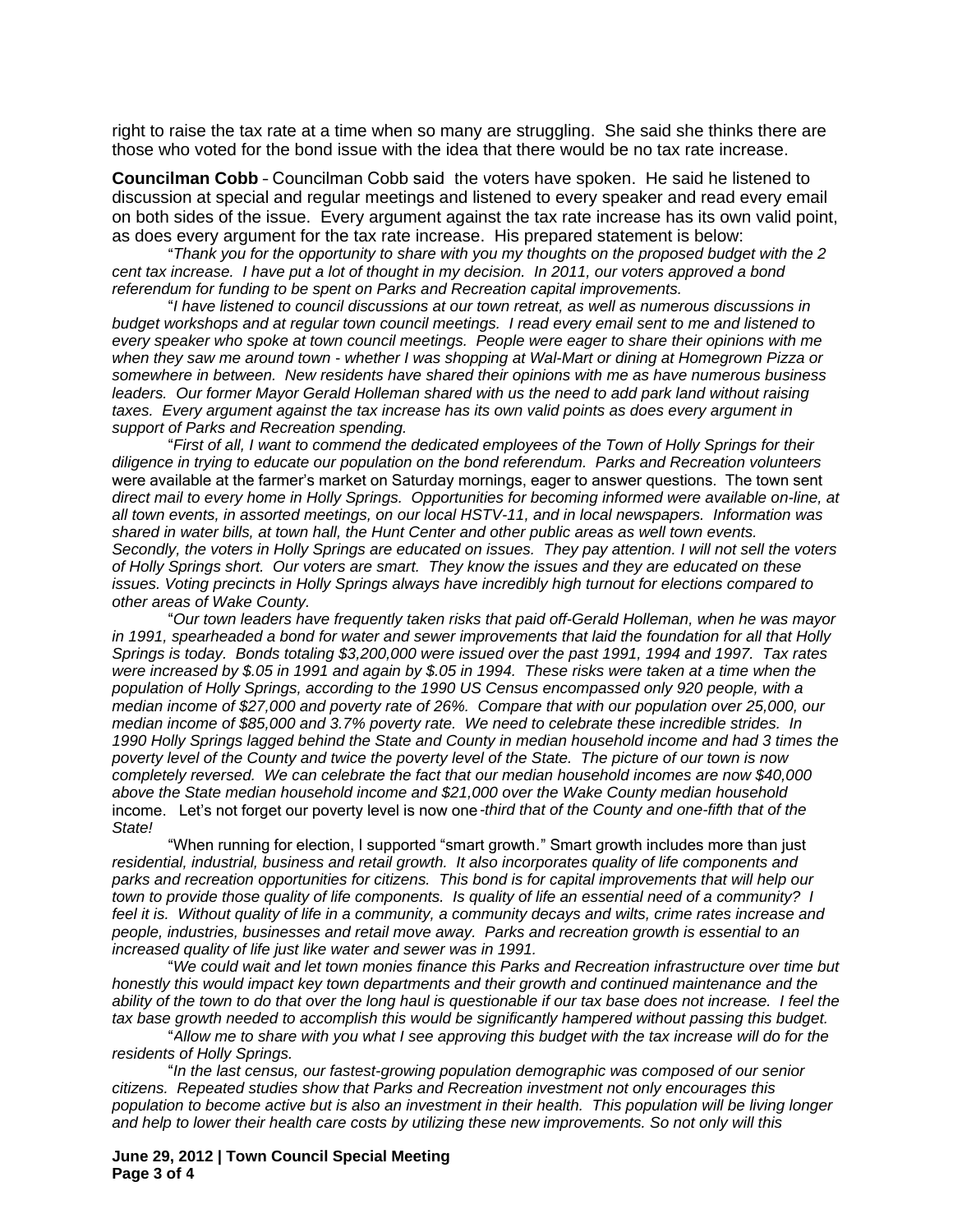right to raise the tax rate at a time when so many are struggling. She said she thinks there are those who voted for the bond issue with the idea that there would be no tax rate increase.

**Councilman Cobb** – Councilman Cobb said the voters have spoken. He said he listened to discussion at special and regular meetings and listened to every speaker and read every email on both sides of the issue. Every argument against the tax rate increase has its own valid point, as does every argument for the tax rate increase. His prepared statement is below:

"*Thank you for the opportunity to share with you my thoughts on the proposed budget with the 2 cent tax increase. I have put a lot of thought in my decision. In 2011, our voters approved a bond referendum for funding to be spent on Parks and Recreation capital improvements.*

"*I have listened to council discussions at our town retreat, as well as numerous discussions in budget workshops and at regular town council meetings. I read every email sent to me and listened to every speaker who spoke at town council meetings. People were eager to share their opinions with me when they saw me around town - whether I was shopping at Wal-Mart or dining at Homegrown Pizza or somewhere in between. New residents have shared their opinions with me as have numerous business leaders. Our former Mayor Gerald Holleman shared with us the need to add park land without raising taxes. Every argument against the tax increase has its own valid points as does every argument in support of Parks and Recreation spending.*

"*First of all, I want to commend the dedicated employees of the Town of Holly Springs for their diligence in trying to educate our population on the bond referendum. Parks and Recreation volunteers* were available at the farmer's market on Saturday mornings, eager to answer questions. The town sent *direct mail to every home in Holly Springs. Opportunities for becoming informed were available on-line, at all town events, in assorted meetings, on our local HSTV-11, and in local newspapers. Information was shared in water bills, at town hall, the Hunt Center and other public areas as well town events. Secondly, the voters in Holly Springs are educated on issues. They pay attention. I will not sell the voters of Holly Springs short. Our voters are smart. They know the issues and they are educated on these issues. Voting precincts in Holly Springs always have incredibly high turnout for elections compared to other areas of Wake County.*

"*Our town leaders have frequently taken risks that paid off-Gerald Holleman, when he was mayor in 1991, spearheaded a bond for water and sewer improvements that laid the foundation for all that Holly Springs is today. Bonds totaling $3,200,000 were issued over the past 1991, 1994 and 1997. Tax rates were increased by $.05 in 1991 and again by $.05 in 1994. These risks were taken at a time when the population of Holly Springs, according to the 1990 US Census encompassed only 920 people, with a median income of $27,000 and poverty rate of 26%. Compare that with our population over 25,000, our median income of $85,000 and 3.7% poverty rate. We need to celebrate these incredible strides. In 1990 Holly Springs lagged behind the State and County in median household income and had 3 times the poverty level of the County and twice the poverty level of the State. The picture of our town is now completely reversed. We can celebrate the fact that our median household incomes are now $40,000 above the State median household income and $21,000 over the Wake County median household* income. Let's not forget our poverty level is now one*-third that of the County and one-fifth that of the State!*

"When running for election, I supported "smart growth." Smart growth includes more than just *residential, industrial, business and retail growth. It also incorporates quality of life components and parks and recreation opportunities for citizens. This bond is for capital improvements that will help our town to provide those quality of life components. Is quality of life an essential need of a community? I feel it is. Without quality of life in a community, a community decays and wilts, crime rates increase and people, industries, businesses and retail move away. Parks and recreation growth is essential to an increased quality of life just like water and sewer was in 1991.*

"*We could wait and let town monies finance this Parks and Recreation infrastructure over time but honestly this would impact key town departments and their growth and continued maintenance and the ability of the town to do that over the long haul is questionable if our tax base does not increase. I feel the tax base growth needed to accomplish this would be significantly hampered without passing this budget.*

"*Allow me to share with you what I see approving this budget with the tax increase will do for the residents of Holly Springs.*

"*In the last census, our fastest-growing population demographic was composed of our senior citizens. Repeated studies show that Parks and Recreation investment not only encourages this population to become active but is also an investment in their health. This population will be living longer and help to lower their health care costs by utilizing these new improvements. So not only will this*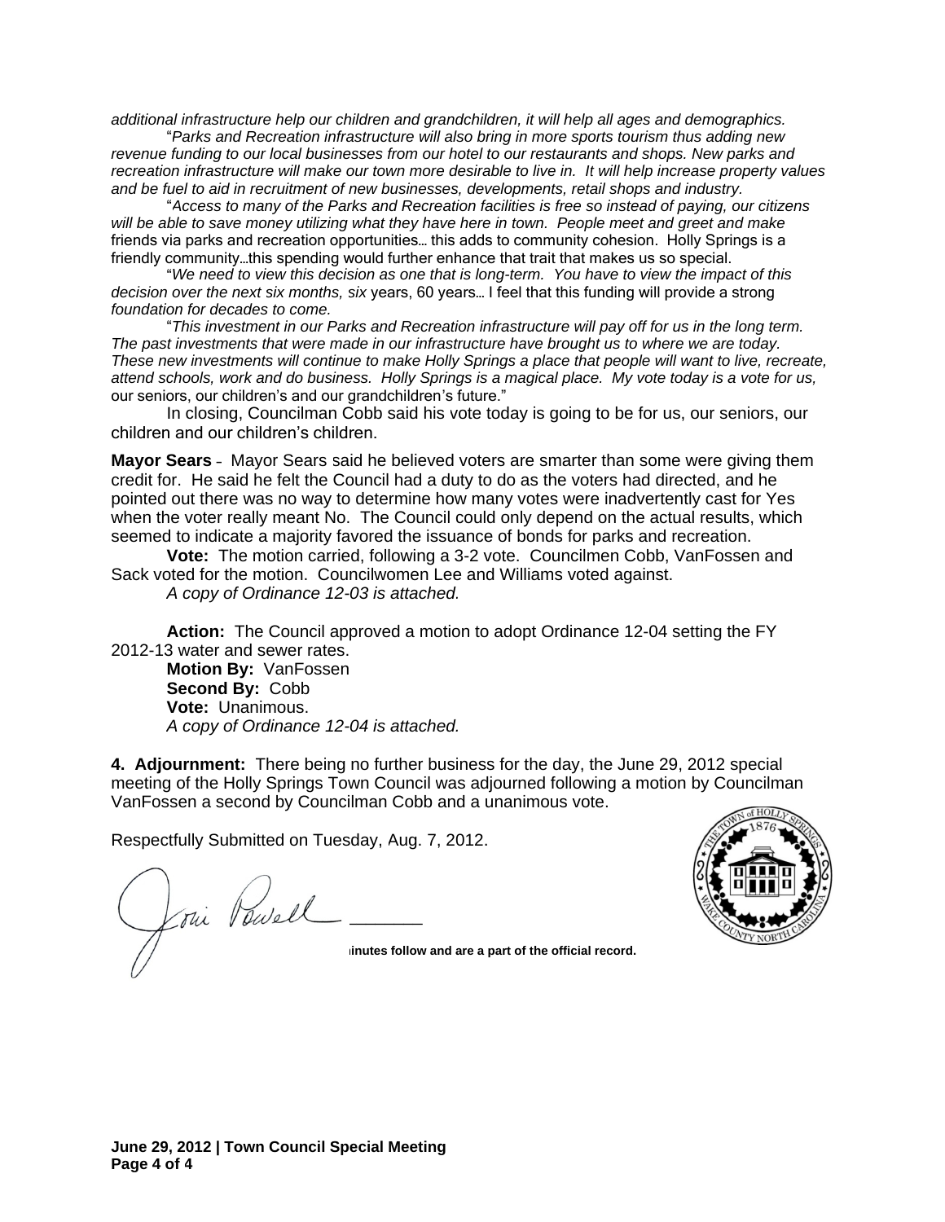*additional infrastructure help our children and grandchildren, it will help all ages and demographics.*

"*Parks and Recreation infrastructure will also bring in more sports tourism thus adding new revenue funding to our local businesses from our hotel to our restaurants and shops. New parks and recreation infrastructure will make our town more desirable to live in. It will help increase property values and be fuel to aid in recruitment of new businesses, developments, retail shops and industry.*

"*Access to many of the Parks and Recreation facilities is free so instead of paying, our citizens will be able to save money utilizing what they have here in town. People meet and greet and make* friends via parks and recreation opportunities… this adds to community cohesion. Holly Springs is a friendly community…this spending would further enhance that trait that makes us so special.

"*We need to view this decision as one that is long-term. You have to view the impact of this decision over the next six months, six* years, 60 years… I feel that this funding will provide a strong *foundation for decades to come.*

"*This investment in our Parks and Recreation infrastructure will pay off for us in the long term. The past investments that were made in our infrastructure have brought us to where we are today. These new investments will continue to make Holly Springs a place that people will want to live, recreate, attend schools, work and do business. Holly Springs is a magical place. My vote today is a vote for us,* our seniors, our children's and our grandchildren's future."

In closing, Councilman Cobb said his vote today is going to be for us, our seniors, our children and our children's children.

**Mayor Sears** – Mayor Sears said he believed voters are smarter than some were giving them credit for. He said he felt the Council had a duty to do as the voters had directed, and he pointed out there was no way to determine how many votes were inadvertently cast for Yes when the voter really meant No. The Council could only depend on the actual results, which seemed to indicate a majority favored the issuance of bonds for parks and recreation.

**Vote:** The motion carried, following a 3-2 vote. Councilmen Cobb, VanFossen and Sack voted for the motion. Councilwomen Lee and Williams voted against.

*A copy of Ordinance 12-03 is attached.*

**Action:** The Council approved a motion to adopt Ordinance 12-04 setting the FY 2012-13 water and sewer rates.

**Motion By:** VanFossen
**Second By:** Cobb
**Vote:** Unanimous.
*A copy of Ordinance 12-04 is attached.*

**4. Adjournment:** There being no further business for the day, the June 29, 2012 special meeting of the Holly Springs Town Council was adjourned following a motion by Councilman VanFossen a second by Councilman Cobb and a unanimous vote.

Respectfully Submitted on Tuesday, Aug. 7, 2012.

Joni Powell ______

**[M]inutes follow and are a part of the official record.**